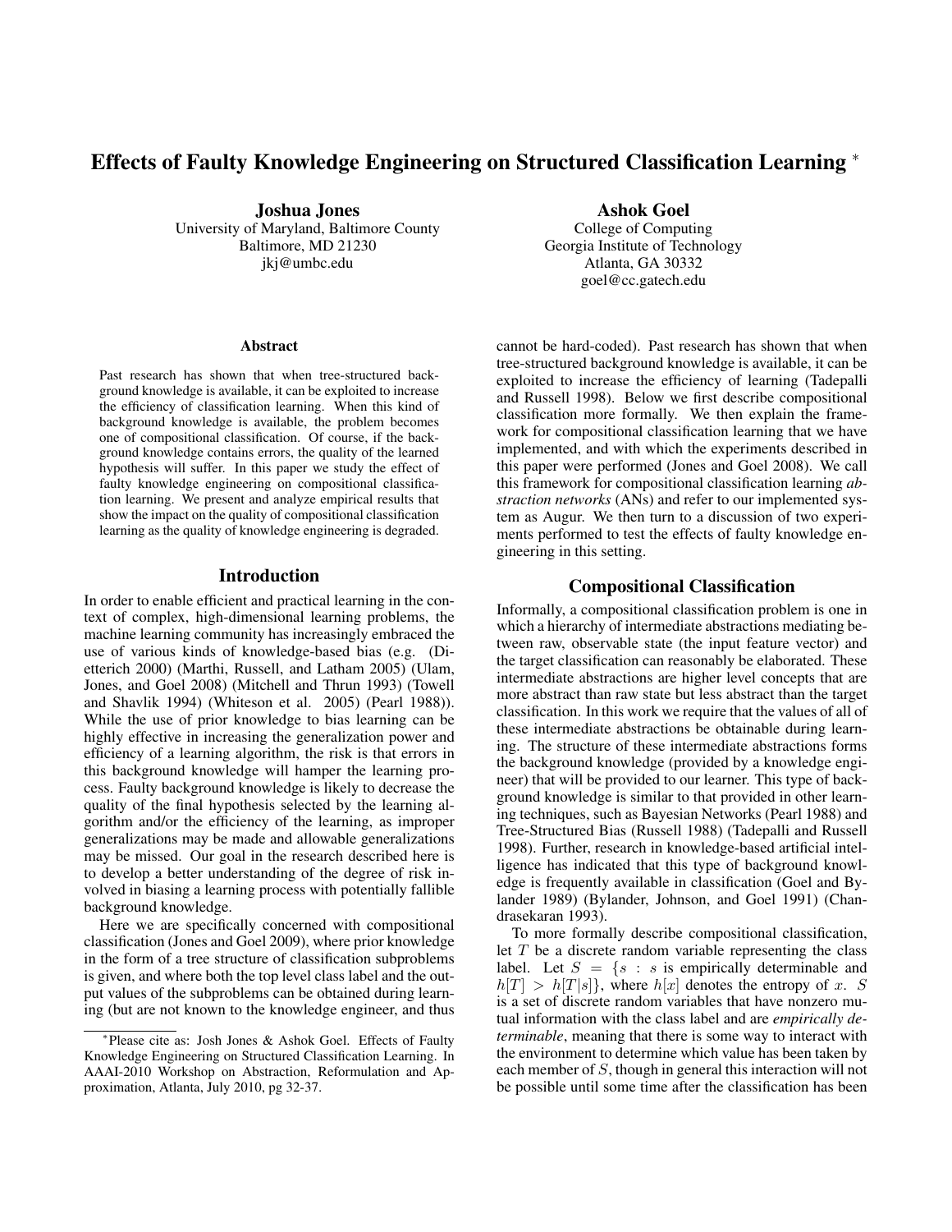# Effects of Faulty Knowledge Engineering on Structured Classification Learning *

**Joshua Jones**
University of Maryland, Baltimore County
Baltimore, MD 21230
jkj@umbc.edu

**Ashok Goel**
College of Computing
Georgia Institute of Technology
Atlanta, GA 30332
goel@cc.gatech.edu

### Abstract

Past research has shown that when tree-structured background knowledge is available, it can be exploited to increase the efficiency of classification learning. When this kind of background knowledge is available, the problem becomes one of compositional classification. Of course, if the background knowledge contains errors, the quality of the learned hypothesis will suffer. In this paper we study the effect of faulty knowledge engineering on compositional classification learning. We present and analyze empirical results that show the impact on the quality of compositional classification learning as the quality of knowledge engineering is degraded.

## Introduction

In order to enable efficient and practical learning in the context of complex, high-dimensional learning problems, the machine learning community has increasingly embraced the use of various kinds of knowledge-based bias (e.g. (Dietterich 2000) (Marthi, Russell, and Latham 2005) (Ulam, Jones, and Goel 2008) (Mitchell and Thrun 1993) (Towell and Shavlik 1994) (Whiteson et al. 2005) (Pearl 1988)). While the use of prior knowledge to bias learning can be highly effective in increasing the generalization power and efficiency of a learning algorithm, the risk is that errors in this background knowledge will hamper the learning process. Faulty background knowledge is likely to decrease the quality of the final hypothesis selected by the learning algorithm and/or the efficiency of the learning, as improper generalizations may be made and allowable generalizations may be missed. Our goal in the research described here is to develop a better understanding of the degree of risk involved in biasing a learning process with potentially fallible background knowledge.

Here we are specifically concerned with compositional classification (Jones and Goel 2009), where prior knowledge in the form of a tree structure of classification subproblems is given, and where both the top level class label and the output values of the subproblems can be obtained during learning (but are not known to the knowledge engineer, and thus cannot be hard-coded). Past research has shown that when tree-structured background knowledge is available, it can be exploited to increase the efficiency of learning (Tadepalli and Russell 1998). Below we first describe compositional classification more formally. We then explain the framework for compositional classification learning that we have implemented, and with which the experiments described in this paper were performed (Jones and Goel 2008). We call this framework for compositional classification learning *abstraction networks* (ANs) and refer to our implemented system as Augur. We then turn to a discussion of two experiments performed to test the effects of faulty knowledge engineering in this setting.

## Compositional Classification

Informally, a compositional classification problem is one in which a hierarchy of intermediate abstractions mediating between raw, observable state (the input feature vector) and the target classification can reasonably be elaborated. These intermediate abstractions are higher level concepts that are more abstract than raw state but less abstract than the target classification. In this work we require that the values of all of these intermediate abstractions be obtainable during learning. The structure of these intermediate abstractions forms the background knowledge (provided by a knowledge engineer) that will be provided to our learner. This type of background knowledge is similar to that provided in other learning techniques, such as Bayesian Networks (Pearl 1988) and Tree-Structured Bias (Russell 1988) (Tadepalli and Russell 1998). Further, research in knowledge-based artificial intelligence has indicated that this type of background knowledge is frequently available in classification (Goel and Bylander 1989) (Bylander, Johnson, and Goel 1991) (Chandrasekaran 1993).

To more formally describe compositional classification, let $T$ be a discrete random variable representing the class label. Let $S = \{s : s$ is empirically determinable and $h[T] > h[T|s]\}$, where $h[x]$ denotes the entropy of $x$. $S$ is a set of discrete random variables that have nonzero mutual information with the class label and are *empirically determinable*, meaning that there is some way to interact with the environment to determine which value has been taken by each member of $S$, though in general this interaction will not be possible until some time after the classification has been

---

*Please cite as: Josh Jones & Ashok Goel. Effects of Faulty Knowledge Engineering on Structured Classification Learning. In AAAI-2010 Workshop on Abstraction, Reformulation and Approximation, Atlanta, July 2010, pg 32-37.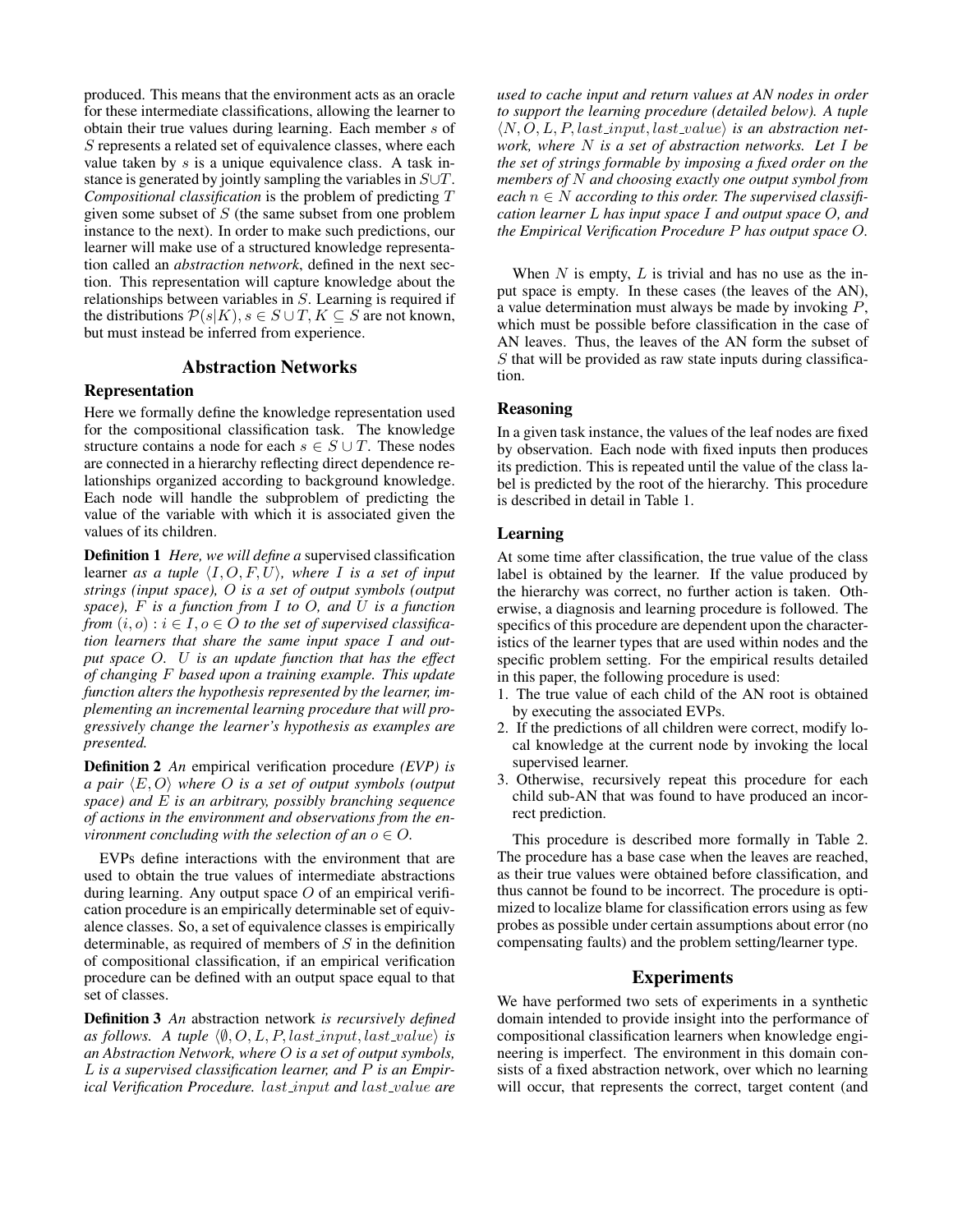produced. This means that the environment acts as an oracle for these intermediate classifications, allowing the learner to obtain their true values during learning. Each member $s$ of $S$ represents a related set of equivalence classes, where each value taken by $s$ is a unique equivalence class. A task instance is generated by jointly sampling the variables in $S \cup T$. *Compositional classification* is the problem of predicting $T$ given some subset of $S$ (the same subset from one problem instance to the next). In order to make such predictions, our learner will make use of a structured knowledge representation called an *abstraction network*, defined in the next section. This representation will capture knowledge about the relationships between variables in $S$. Learning is required if the distributions $\mathcal{P}(s|K), s \in S \cup T, K \subseteq S$ are not known, but must instead be inferred from experience.

## Abstraction Networks

### Representation

Here we formally define the knowledge representation used for the compositional classification task. The knowledge structure contains a node for each $s \in S \cup T$. These nodes are connected in a hierarchy reflecting direct dependence relationships organized according to background knowledge. Each node will handle the subproblem of predicting the value of the variable with which it is associated given the values of its children.

**Definition 1** *Here, we will define a* supervised classification learner *as a tuple $\langle I, O, F, U \rangle$, where $I$ is a set of input strings (input space), $O$ is a set of output symbols (output space), $F$ is a function from $I$ to $O$, and $U$ is a function from $(i, o) : i \in I, o \in O$ to the set of supervised classification learners that share the same input space $I$ and output space $O$. $U$ is an update function that has the effect of changing $F$ based upon a training example. This update function alters the hypothesis represented by the learner, implementing an incremental learning procedure that will progressively change the learner's hypothesis as examples are presented.*

**Definition 2** *An* empirical verification procedure *(EVP) is a pair $\langle E, O \rangle$ where $O$ is a set of output symbols (output space) and $E$ is an arbitrary, possibly branching sequence of actions in the environment and observations from the environment concluding with the selection of an $o \in O$.*

EVPs define interactions with the environment that are used to obtain the true values of intermediate abstractions during learning. Any output space $O$ of an empirical verification procedure is an empirically determinable set of equivalence classes. So, a set of equivalence classes is empirically determinable, as required of members of $S$ in the definition of compositional classification, if an empirical verification procedure can be defined with an output space equal to that set of classes.

**Definition 3** *An* abstraction network *is recursively defined as follows. A tuple $\langle \emptyset, O, L, P, last\_input, last\_value \rangle$ is an Abstraction Network, where $O$ is a set of output symbols, $L$ is a supervised classification learner, and $P$ is an Empirical Verification Procedure. $last\_input$ and $last\_value$ are used to cache input and return values at AN nodes in order to support the learning procedure (detailed below). A tuple $\langle N, O, L, P, last\_input, last\_value \rangle$ is an abstraction network, where $N$ is a set of abstraction networks. Let $I$ be the set of strings formable by imposing a fixed order on the members of $N$ and choosing exactly one output symbol from each $n \in N$ according to this order. The supervised classification learner $L$ has input space $I$ and output space $O$, and the Empirical Verification Procedure $P$ has output space $O$.*

When $N$ is empty, $L$ is trivial and has no use as the input space is empty. In these cases (the leaves of the AN), a value determination must always be made by invoking $P$, which must be possible before classification in the case of AN leaves. Thus, the leaves of the AN form the subset of $S$ that will be provided as raw state inputs during classification.

### Reasoning

In a given task instance, the values of the leaf nodes are fixed by observation. Each node with fixed inputs then produces its prediction. This is repeated until the value of the class label is predicted by the root of the hierarchy. This procedure is described in detail in Table 1.

### Learning

At some time after classification, the true value of the class label is obtained by the learner. If the value produced by the hierarchy was correct, no further action is taken. Otherwise, a diagnosis and learning procedure is followed. The specifics of this procedure are dependent upon the characteristics of the learner types that are used within nodes and the specific problem setting. For the empirical results detailed in this paper, the following procedure is used:

1. The true value of each child of the AN root is obtained by executing the associated EVPs.
2. If the predictions of all children were correct, modify local knowledge at the current node by invoking the local supervised learner.
3. Otherwise, recursively repeat this procedure for each child sub-AN that was found to have produced an incorrect prediction.

This procedure is described more formally in Table 2. The procedure has a base case when the leaves are reached, as their true values were obtained before classification, and thus cannot be found to be incorrect. The procedure is optimized to localize blame for classification errors using as few probes as possible under certain assumptions about error (no compensating faults) and the problem setting/learner type.

## Experiments

We have performed two sets of experiments in a synthetic domain intended to provide insight into the performance of compositional classification learners when knowledge engineering is imperfect. The environment in this domain consists of a fixed abstraction network, over which no learning will occur, that represents the correct, target content (and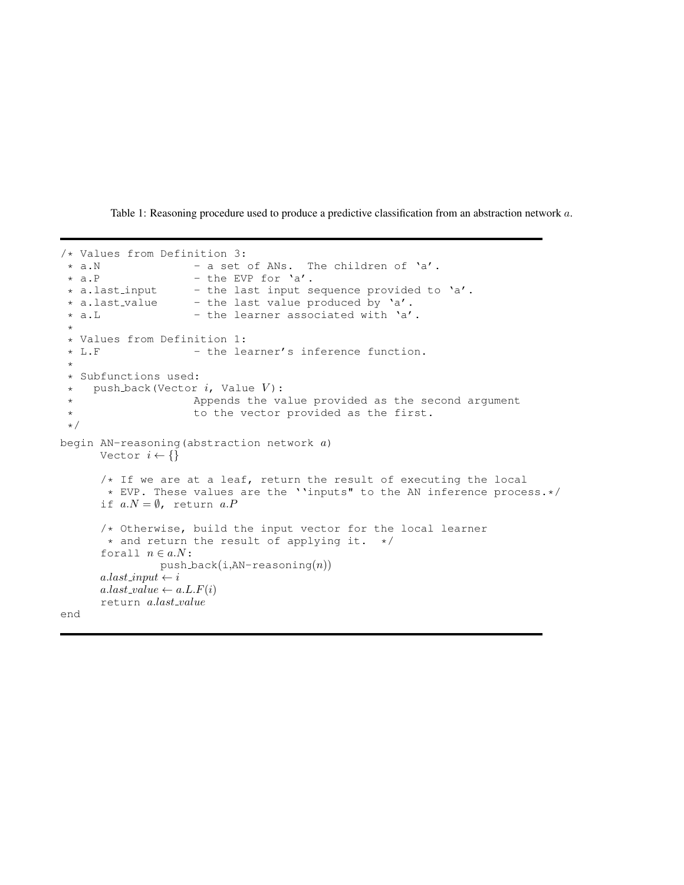Table 1: Reasoning procedure used to produce a predictive classification from an abstraction network $a$.

```
/* Values from Definition 3:
 * a.N              - a set of ANs.  The children of 'a'.
 * a.P              - the EVP for 'a'.
 * a.last_input     - the last input sequence provided to 'a'.
 * a.last_value     - the last value produced by 'a'.
 * a.L              - the learner associated with 'a'.
 *
 * Values from Definition 1:
 * L.F              - the learner's inference function.
 *
 * Subfunctions used:
 *   push_back(Vector i, Value V):
 *                  Appends the value provided as the second argument
 *                  to the vector provided as the first.
 */
begin AN-reasoning(abstraction network a)
      Vector i ← {}

      /* If we are at a leaf, return the result of executing the local
       * EVP. These values are the ''inputs" to the AN inference process.*/
      if a.N = ∅, return a.P

      /* Otherwise, build the input vector for the local learner
       * and return the result of applying it.  */
      forall n ∈ a.N:
                push_back(i,AN-reasoning(n))
      a.last_input ← i
      a.last_value ← a.L.F(i)
      return a.last_value
end
```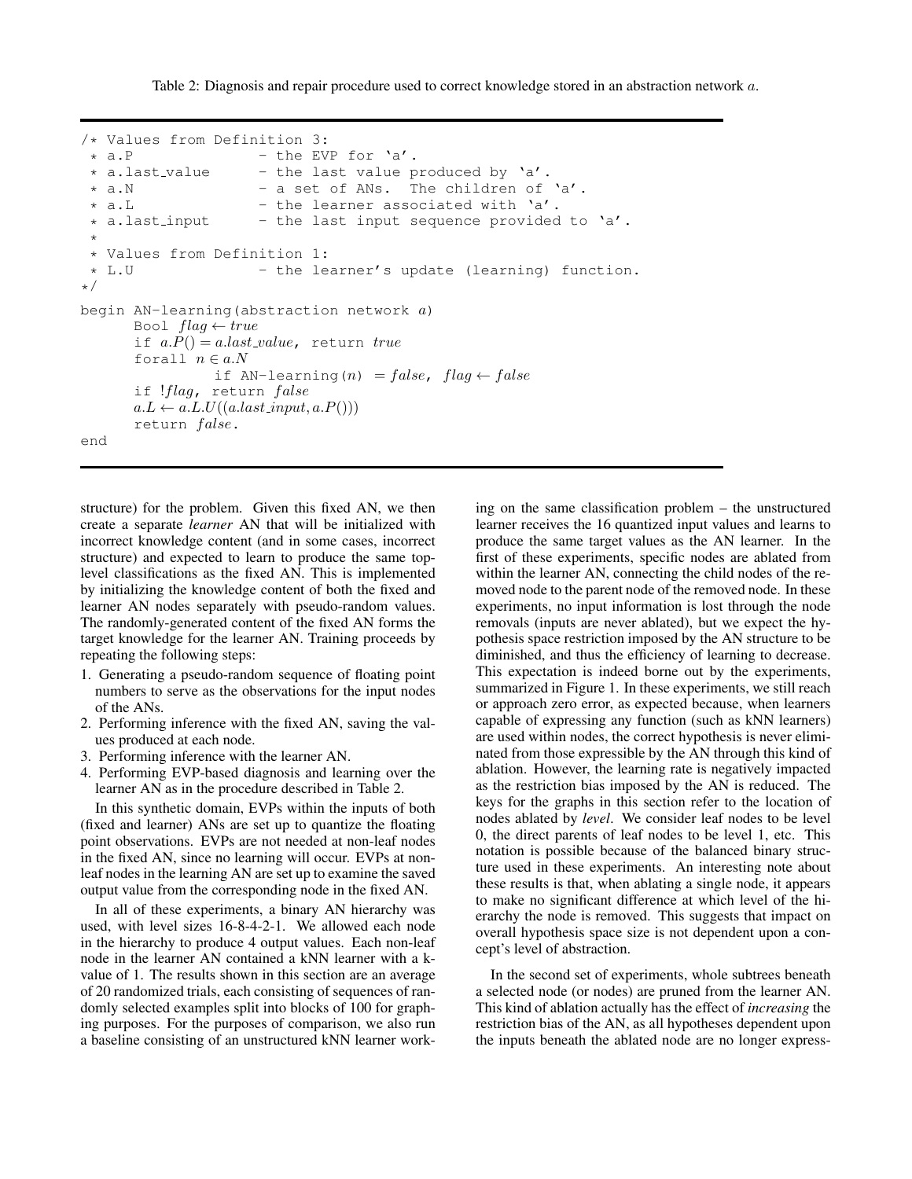Table 2: Diagnosis and repair procedure used to correct knowledge stored in an abstraction network $a$.

```
/* Values from Definition 3:
 * a.P              - the EVP for 'a'.
 * a.last_value     - the last value produced by 'a'.
 * a.N              - a set of ANs.  The children of 'a'.
 * a.L              - the learner associated with 'a'.
 * a.last_input     - the last input sequence provided to 'a'.
 *
 * Values from Definition 1:
 * L.U              - the learner's update (learning) function.
*/
begin AN-learning(abstraction network a)
      Bool flag ← true
      if a.P() = a.last_value, return true
      forall n ∈ a.N
              if AN-learning(n) = false, flag ← false
      if !flag, return false
      a.L ← a.L.U((a.last_input, a.P()))
      return false.
end
```

structure) for the problem. Given this fixed AN, we then create a separate *learner* AN that will be initialized with incorrect knowledge content (and in some cases, incorrect structure) and expected to learn to produce the same top-level classifications as the fixed AN. This is implemented by initializing the knowledge content of both the fixed and learner AN nodes separately with pseudo-random values. The randomly-generated content of the fixed AN forms the target knowledge for the learner AN. Training proceeds by repeating the following steps:

1. Generating a pseudo-random sequence of floating point numbers to serve as the observations for the input nodes of the ANs.
2. Performing inference with the fixed AN, saving the values produced at each node.
3. Performing inference with the learner AN.
4. Performing EVP-based diagnosis and learning over the learner AN as in the procedure described in Table 2.

In this synthetic domain, EVPs within the inputs of both (fixed and learner) ANs are set up to quantize the floating point observations. EVPs are not needed at non-leaf nodes in the fixed AN, since no learning will occur. EVPs at non-leaf nodes in the learning AN are set up to examine the saved output value from the corresponding node in the fixed AN.

In all of these experiments, a binary AN hierarchy was used, with level sizes 16-8-4-2-1. We allowed each node in the hierarchy to produce 4 output values. Each non-leaf node in the learner AN contained a kNN learner with a k-value of 1. The results shown in this section are an average of 20 randomized trials, each consisting of sequences of randomly selected examples split into blocks of 100 for graphing purposes. For the purposes of comparison, we also run a baseline consisting of an unstructured kNN learner working on the same classification problem – the unstructured learner receives the 16 quantized input values and learns to produce the same target values as the AN learner. In the first of these experiments, specific nodes are ablated from within the learner AN, connecting the child nodes of the removed node to the parent node of the removed node. In these experiments, no input information is lost through the node removals (inputs are never ablated), but we expect the hypothesis space restriction imposed by the AN structure to be diminished, and thus the efficiency of learning to decrease. This expectation is indeed borne out by the experiments, summarized in Figure 1. In these experiments, we still reach or approach zero error, as expected because, when learners capable of expressing any function (such as kNN learners) are used within nodes, the correct hypothesis is never eliminated from those expressible by the AN through this kind of ablation. However, the learning rate is negatively impacted as the restriction bias imposed by the AN is reduced. The keys for the graphs in this section refer to the location of nodes ablated by *level*. We consider leaf nodes to be level 0, the direct parents of leaf nodes to be level 1, etc. This notation is possible because of the balanced binary structure used in these experiments. An interesting note about these results is that, when ablating a single node, it appears to make no significant difference at which level of the hierarchy the node is removed. This suggests that impact on overall hypothesis space size is not dependent upon a concept's level of abstraction.

In the second set of experiments, whole subtrees beneath a selected node (or nodes) are pruned from the learner AN. This kind of ablation actually has the effect of *increasing* the restriction bias of the AN, as all hypotheses dependent upon the inputs beneath the ablated node are no longer express-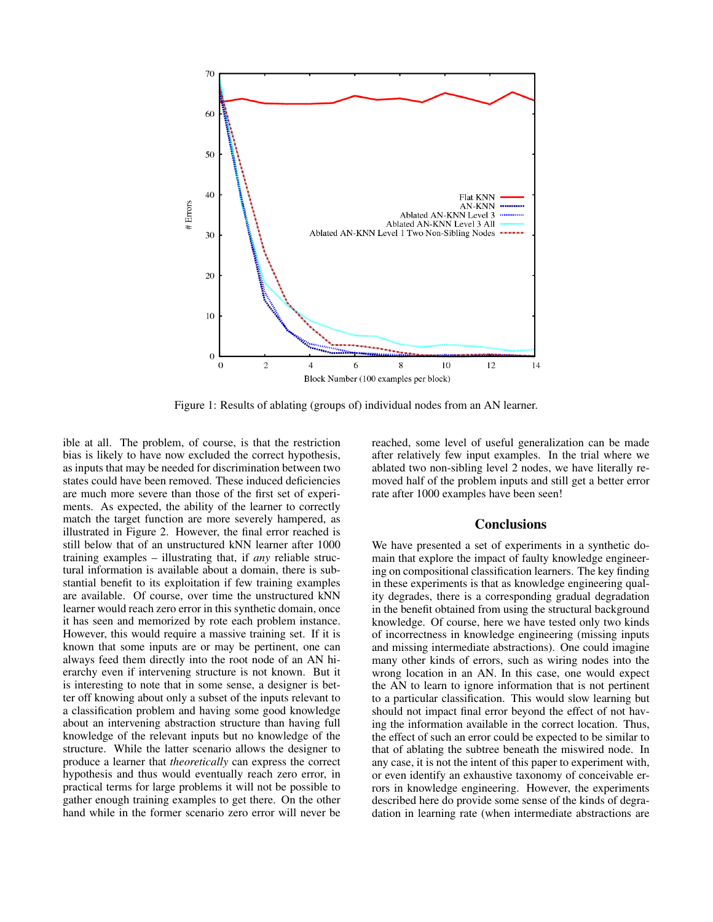Figure 1: Results of ablating (groups of) individual nodes from an AN learner.

ible at all. The problem, of course, is that the restriction bias is likely to have now excluded the correct hypothesis, as inputs that may be needed for discrimination between two states could have been removed. These induced deficiencies are much more severe than those of the first set of experiments. As expected, the ability of the learner to correctly match the target function are more severely hampered, as illustrated in Figure 2. However, the final error reached is still below that of an unstructured kNN learner after 1000 training examples – illustrating that, if *any* reliable structural information is available about a domain, there is substantial benefit to its exploitation if few training examples are available. Of course, over time the unstructured kNN learner would reach zero error in this synthetic domain, once it has seen and memorized by rote each problem instance. However, this would require a massive training set. If it is known that some inputs are or may be pertinent, one can always feed them directly into the root node of an AN hierarchy even if intervening structure is not known. But it is interesting to note that in some sense, a designer is better off knowing about only a subset of the inputs relevant to a classification problem and having some good knowledge about an intervening abstraction structure than having full knowledge of the relevant inputs but no knowledge of the structure. While the latter scenario allows the designer to produce a learner that *theoretically* can express the correct hypothesis and thus would eventually reach zero error, in practical terms for large problems it will not be possible to gather enough training examples to get there. On the other hand while in the former scenario zero error will never be reached, some level of useful generalization can be made after relatively few input examples. In the trial where we ablated two non-sibling level 2 nodes, we have literally removed half of the problem inputs and still get a better error rate after 1000 examples have been seen!

## Conclusions

We have presented a set of experiments in a synthetic domain that explore the impact of faulty knowledge engineering on compositional classification learners. The key finding in these experiments is that as knowledge engineering quality degrades, there is a corresponding gradual degradation in the benefit obtained from using the structural background knowledge. Of course, here we have tested only two kinds of incorrectness in knowledge engineering (missing inputs and missing intermediate abstractions). One could imagine many other kinds of errors, such as wiring nodes into the wrong location in an AN. In this case, one would expect the AN to learn to ignore information that is not pertinent to a particular classification. This would slow learning but should not impact final error beyond the effect of not having the information available in the correct location. Thus, the effect of such an error could be expected to be similar to that of ablating the subtree beneath the miswired node. In any case, it is not the intent of this paper to experiment with, or even identify an exhaustive taxonomy of conceivable errors in knowledge engineering. However, the experiments described here do provide some sense of the kinds of degradation in learning rate (when intermediate abstractions are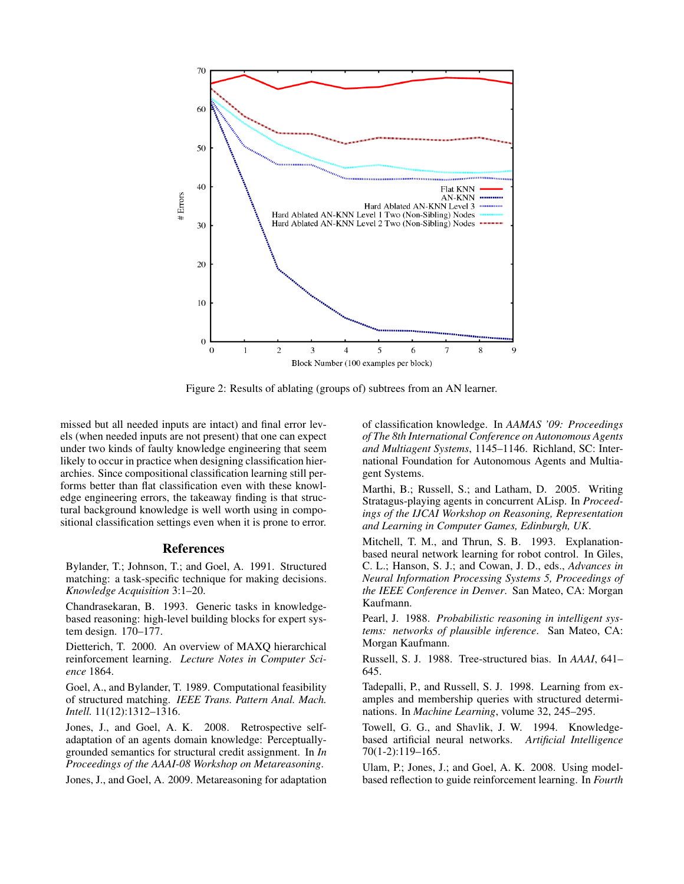Figure 2: Results of ablating (groups of) subtrees from an AN learner.

missed but all needed inputs are intact) and final error levels (when needed inputs are not present) that one can expect under two kinds of faulty knowledge engineering that seem likely to occur in practice when designing classification hierarchies. Since compositional classification learning still performs better than flat classification even with these knowledge engineering errors, the takeaway finding is that structural background knowledge is well worth using in compositional classification settings even when it is prone to error.

## References

Bylander, T.; Johnson, T.; and Goel, A. 1991. Structured matching: a task-specific technique for making decisions. *Knowledge Acquisition* 3:1–20.

Chandrasekaran, B. 1993. Generic tasks in knowledge-based reasoning: high-level building blocks for expert system design. 170–177.

Dietterich, T. 2000. An overview of MAXQ hierarchical reinforcement learning. *Lecture Notes in Computer Science* 1864.

Goel, A., and Bylander, T. 1989. Computational feasibility of structured matching. *IEEE Trans. Pattern Anal. Mach. Intell.* 11(12):1312–1316.

Jones, J., and Goel, A. K. 2008. Retrospective self-adaptation of an agents domain knowledge: Perceptually-grounded semantics for structural credit assignment. In *In Proceedings of the AAAI-08 Workshop on Metareasoning*.

Jones, J., and Goel, A. 2009. Metareasoning for adaptation of classification knowledge. In *AAMAS '09: Proceedings of The 8th International Conference on Autonomous Agents and Multiagent Systems*, 1145–1146. Richland, SC: International Foundation for Autonomous Agents and Multiagent Systems.

Marthi, B.; Russell, S.; and Latham, D. 2005. Writing Stratagus-playing agents in concurrent ALisp. In *Proceedings of the IJCAI Workshop on Reasoning, Representation and Learning in Computer Games, Edinburgh, UK*.

Mitchell, T. M., and Thrun, S. B. 1993. Explanation-based neural network learning for robot control. In Giles, C. L.; Hanson, S. J.; and Cowan, J. D., eds., *Advances in Neural Information Processing Systems 5, Proceedings of the IEEE Conference in Denver*. San Mateo, CA: Morgan Kaufmann.

Pearl, J. 1988. *Probabilistic reasoning in intelligent systems: networks of plausible inference*. San Mateo, CA: Morgan Kaufmann.

Russell, S. J. 1988. Tree-structured bias. In *AAAI*, 641–645.

Tadepalli, P., and Russell, S. J. 1998. Learning from examples and membership queries with structured determinations. In *Machine Learning*, volume 32, 245–295.

Towell, G. G., and Shavlik, J. W. 1994. Knowledge-based artificial neural networks. *Artificial Intelligence* 70(1-2):119–165.

Ulam, P.; Jones, J.; and Goel, A. K. 2008. Using model-based reflection to guide reinforcement learning. In *Fourth*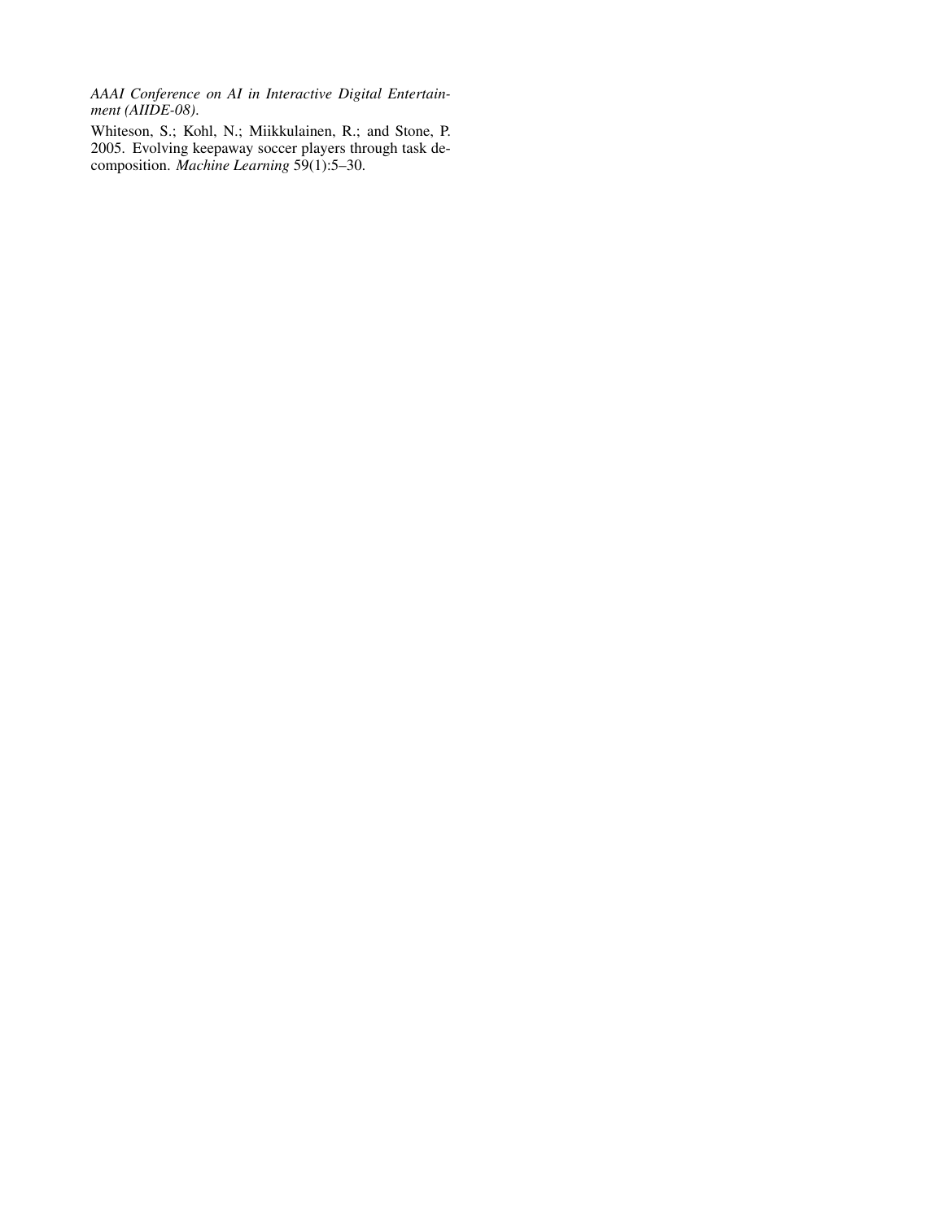*AAAI Conference on AI in Interactive Digital Entertainment (AIIDE-08)*.

Whiteson, S.; Kohl, N.; Miikkulainen, R.; and Stone, P. 2005. Evolving keepaway soccer players through task decomposition. *Machine Learning* 59(1):5–30.